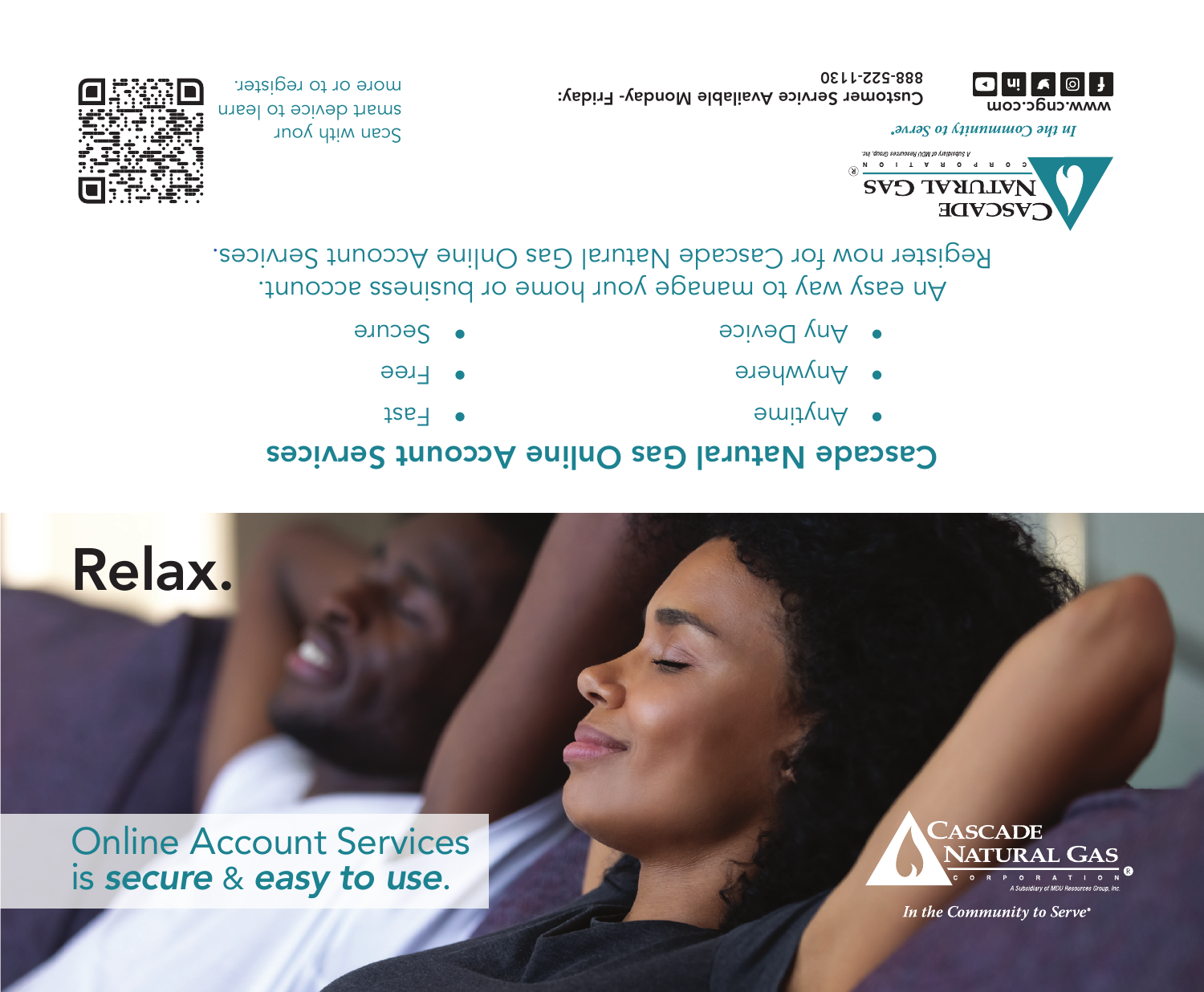## Cascade Natural Gas Online Account Services

- Anytime
- Anywhere
- Any Device
- Fast
- Free
- Secure

An easy way to manage your home or business account.
Register now for Cascade Natural Gas Online Account Services.

Cascade Natural Gas Corporation®
A Subsidiary of MDU Resources Group, Inc.

*In the Community to Serve®*

www.cngc.com

Customer Service Available Monday- Friday:
888-522-1130

Scan with your smart device to learn more or to register.

# Relax.

Online Account Services is ***secure*** & ***easy to use***.

Cascade Natural Gas Corporation®
A Subsidiary of MDU Resources Group, Inc.

*In the Community to Serve®*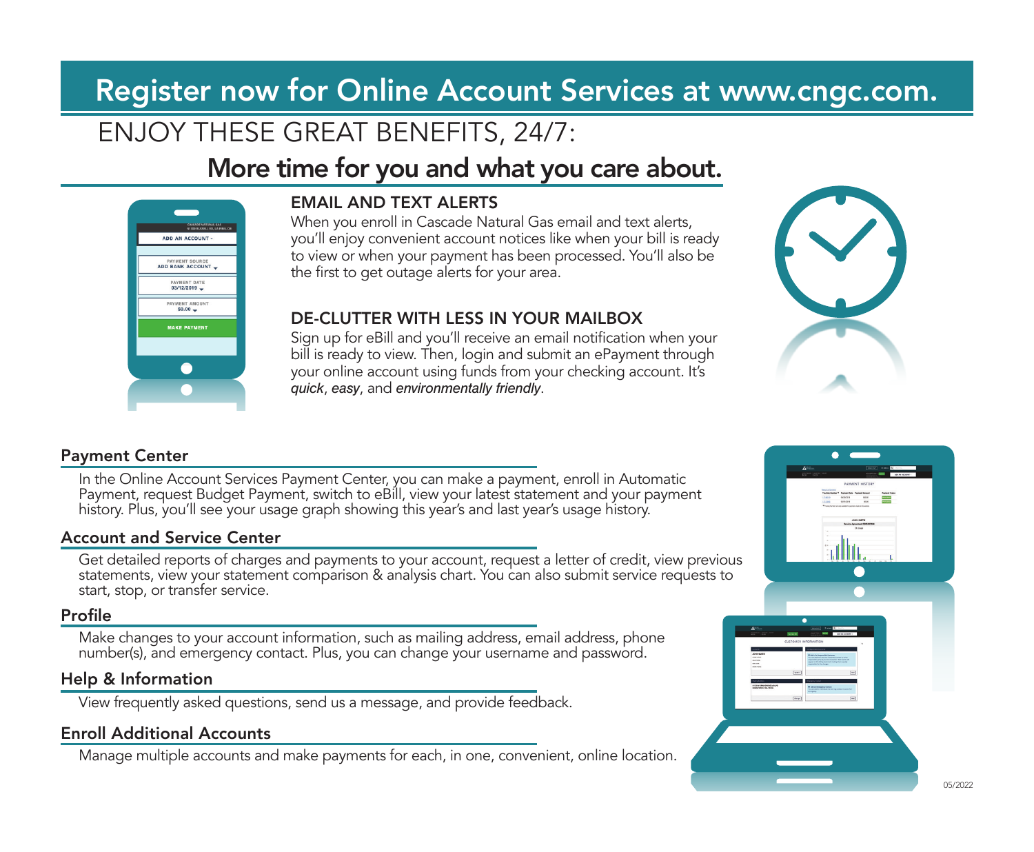# Register now for Online Account Services at www.cngc.com.

## ENJOY THESE GREAT BENEFITS, 24/7:

## More time for you and what you care about.

### EMAIL AND TEXT ALERTS

When you enroll in Cascade Natural Gas email and text alerts, you'll enjoy convenient account notices like when your bill is ready to view or when your payment has been processed. You'll also be the first to get outage alerts for your area.

### DE-CLUTTER WITH LESS IN YOUR MAILBOX

Sign up for eBill and you'll receive an email notification when your bill is ready to view. Then, login and submit an ePayment through your online account using funds from your checking account. It's *quick*, *easy*, and *environmentally friendly*.

### Payment Center

In the Online Account Services Payment Center, you can make a payment, enroll in Automatic Payment, request Budget Payment, switch to eBill, view your latest statement and your payment history. Plus, you'll see your usage graph showing this year's and last year's usage history.

### Account and Service Center

Get detailed reports of charges and payments to your account, request a letter of credit, view previous statements, view your statement comparison & analysis chart. You can also submit service requests to start, stop, or transfer service.

### Profile

Make changes to your account information, such as mailing address, email address, phone number(s), and emergency contact. Plus, you can change your username and password.

### Help & Information

View frequently asked questions, send us a message, and provide feedback.

### Enroll Additional Accounts

Manage multiple accounts and make payments for each, in one, convenient, online location.

05/2022